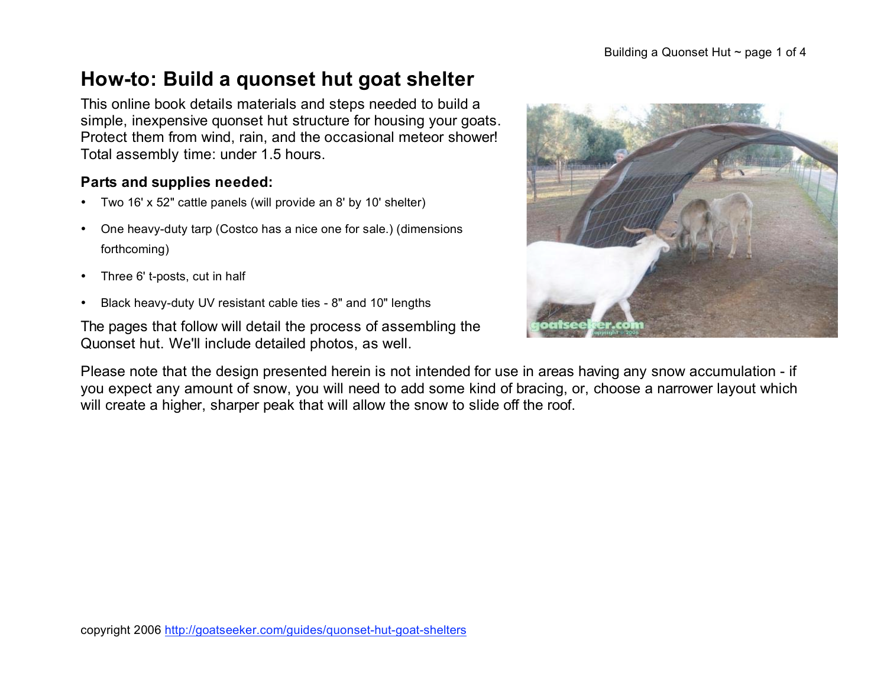# How-to: Build a quonset hut goat shelter

This online book details materials and steps needed to build a simple, inexpensive quonset hut structure for housing your goats. Protect them from wind, rain, and the occasional meteor shower! Total assembly time: under 1.5 hours.

### Parts and supplies needed:

- Two 16' x 52" cattle panels (will provide an 8' by 10' shelter)
- One heavy-duty tarp (Costco has a nice one for sale.) (dimensions forthcoming)
- Three 6' t-posts, cut in half
- Black heavy-duty UV resistant cable ties - 8" and 10" lengths

The pages that follow will detail the process of assembling the Quonset hut. We'll include detailed photos, as well.

Please note that the design presented herein is not intended for use in areas having any snow accumulation - if you expect any amount of snow, you will need to add some kind of bracing, or, choose a narrower layout which will create a higher, sharper peak that will allow the snow to slide off the roof.

copyright 2006 http://goatseeker.com/guides/quonset-hut-goat-shelters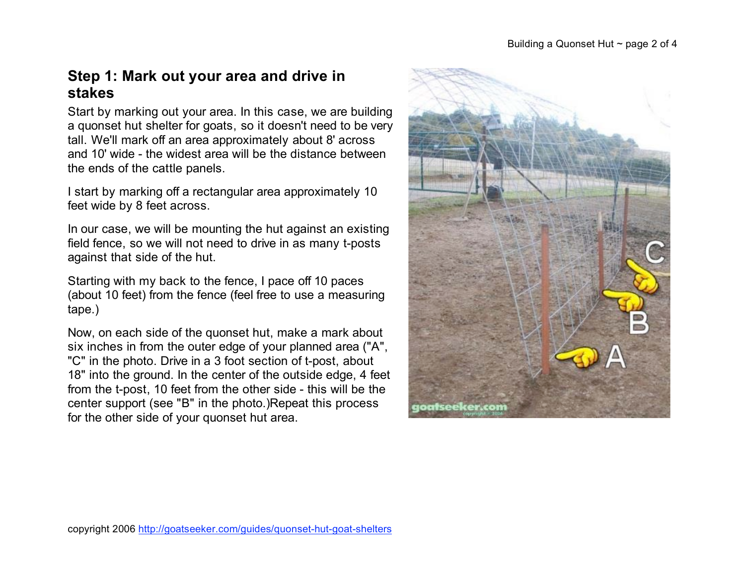## Step 1: Mark out your area and drive in stakes

Start by marking out your area. In this case, we are building a quonset hut shelter for goats, so it doesn't need to be very tall. We'll mark off an area approximately about 8' across and 10' wide - the widest area will be the distance between the ends of the cattle panels.

I start by marking off a rectangular area approximately 10 feet wide by 8 feet across.

In our case, we will be mounting the hut against an existing field fence, so we will not need to drive in as many t-posts against that side of the hut.

Starting with my back to the fence, I pace off 10 paces (about 10 feet) from the fence (feel free to use a measuring tape.)

Now, on each side of the quonset hut, make a mark about six inches in from the outer edge of your planned area ("A", "C" in the photo. Drive in a 3 foot section of t-post, about 18" into the ground. In the center of the outside edge, 4 feet from the t-post, 10 feet from the other side - this will be the center support (see "B" in the photo.)Repeat this process for the other side of your quonset hut area.

copyright 2006 http://goatseeker.com/guides/quonset-hut-goat-shelters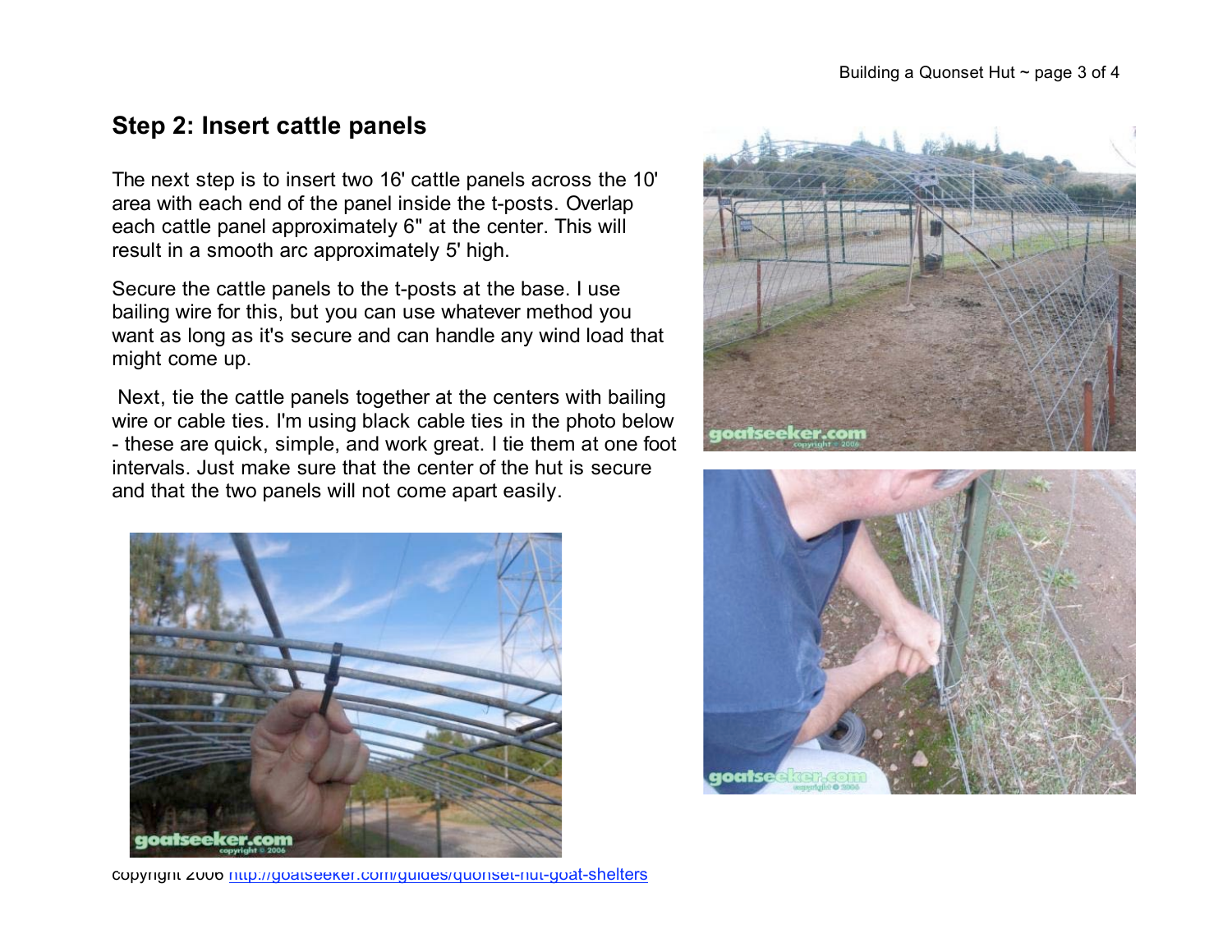## Step 2: Insert cattle panels

The next step is to insert two 16' cattle panels across the 10' area with each end of the panel inside the t-posts. Overlap each cattle panel approximately 6" at the center. This will result in a smooth arc approximately 5' high.

Secure the cattle panels to the t-posts at the base. I use bailing wire for this, but you can use whatever method you want as long as it's secure and can handle any wind load that might come up.

Next, tie the cattle panels together at the centers with bailing wire or cable ties. I'm using black cable ties in the photo below - these are quick, simple, and work great. I tie them at one foot intervals. Just make sure that the center of the hut is secure and that the two panels will not come apart easily.

copyright 2006 http://goatseeker.com/guides/quonset-hut-goat-shelters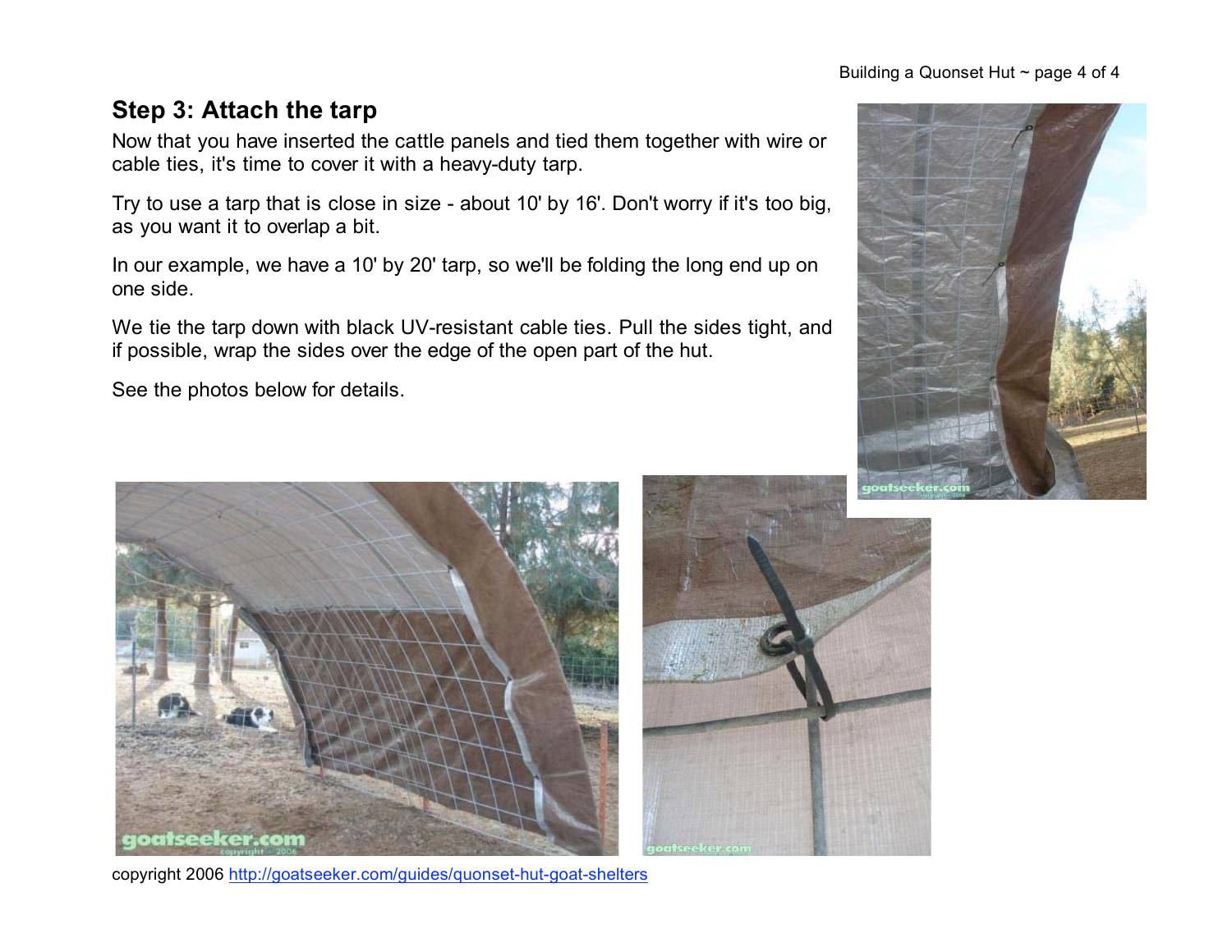## Step 3: Attach the tarp

Now that you have inserted the cattle panels and tied them together with wire or cable ties, it's time to cover it with a heavy-duty tarp.

Try to use a tarp that is close in size - about 10' by 16'. Don't worry if it's too big, as you want it to overlap a bit.

In our example, we have a 10' by 20' tarp, so we'll be folding the long end up on one side.

We tie the tarp down with black UV-resistant cable ties. Pull the sides tight, and if possible, wrap the sides over the edge of the open part of the hut.

See the photos below for details.

copyright 2006 http://goatseeker.com/guides/quonset-hut-goat-shelters